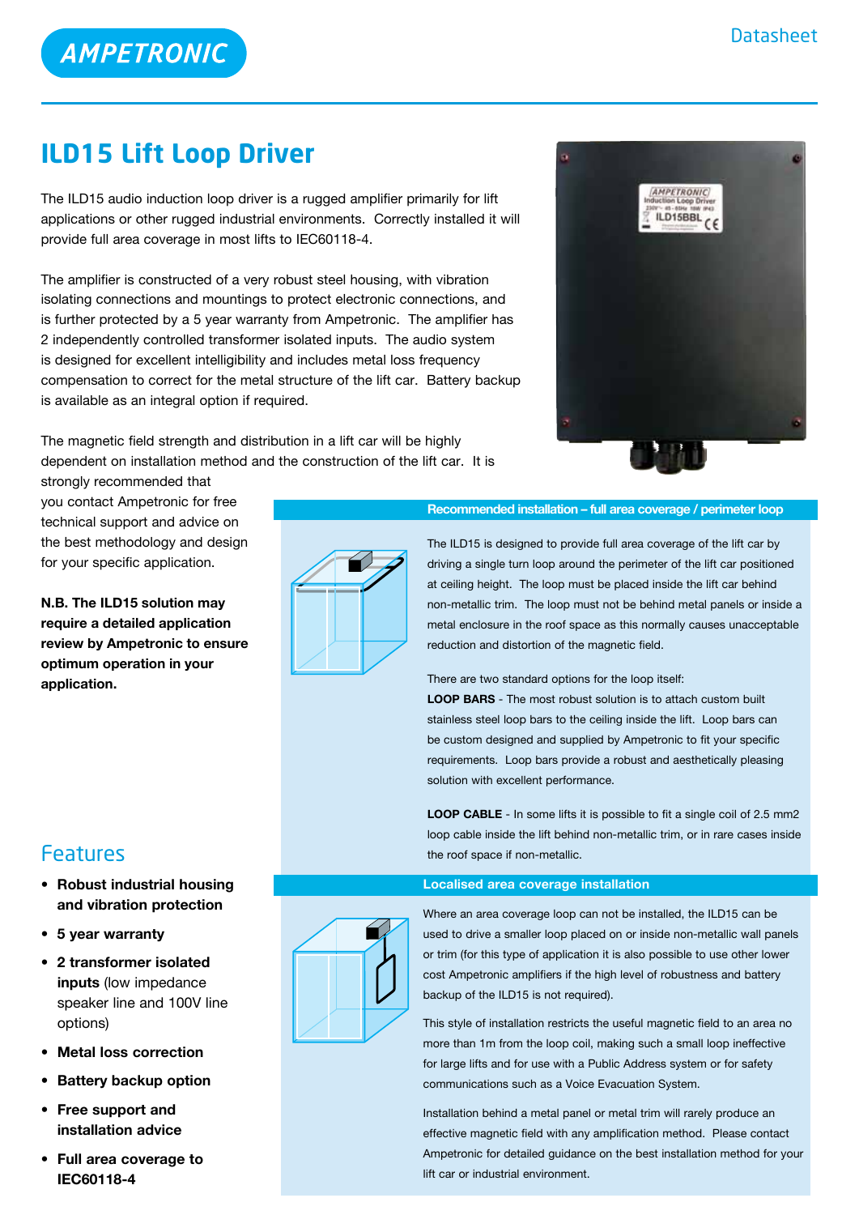AMPETRONIC

Datasheet

# ILD15 Lift Loop Driver

The ILD15 audio induction loop driver is a rugged amplifier primarily for lift applications or other rugged industrial environments. Correctly installed it will provide full area coverage in most lifts to IEC60118-4.

The amplifier is constructed of a very robust steel housing, with vibration isolating connections and mountings to protect electronic connections, and is further protected by a 5 year warranty from Ampetronic. The amplifier has 2 independently controlled transformer isolated inputs. The audio system is designed for excellent intelligibility and includes metal loss frequency compensation to correct for the metal structure of the lift car. Battery backup is available as an integral option if required.

The magnetic field strength and distribution in a lift car will be highly dependent on installation method and the construction of the lift car. It is strongly recommended that you contact Ampetronic for free technical support and advice on the best methodology and design for your specific application.

**N.B. The ILD15 solution may require a detailed application review by Ampetronic to ensure optimum operation in your application.**

## Features

- **Robust industrial housing and vibration protection**
- **5 year warranty**
- **2 transformer isolated inputs** (low impedance speaker line and 100V line options)
- **Metal loss correction**
- **Battery backup option**
- **Free support and installation advice**
- **Full area coverage to IEC60118-4**

### Recommended installation – full area coverage / perimeter loop

The ILD15 is designed to provide full area coverage of the lift car by driving a single turn loop around the perimeter of the lift car positioned at ceiling height. The loop must be placed inside the lift car behind non-metallic trim. The loop must not be behind metal panels or inside a metal enclosure in the roof space as this normally causes unacceptable reduction and distortion of the magnetic field.

There are two standard options for the loop itself:

**LOOP BARS** - The most robust solution is to attach custom built stainless steel loop bars to the ceiling inside the lift. Loop bars can be custom designed and supplied by Ampetronic to fit your specific requirements. Loop bars provide a robust and aesthetically pleasing solution with excellent performance.

**LOOP CABLE** - In some lifts it is possible to fit a single coil of 2.5 mm2 loop cable inside the lift behind non-metallic trim, or in rare cases inside the roof space if non-metallic.

### Localised area coverage installation

Where an area coverage loop can not be installed, the ILD15 can be used to drive a smaller loop placed on or inside non-metallic wall panels or trim (for this type of application it is also possible to use other lower cost Ampetronic amplifiers if the high level of robustness and battery backup of the ILD15 is not required).

This style of installation restricts the useful magnetic field to an area no more than 1m from the loop coil, making such a small loop ineffective for large lifts and for use with a Public Address system or for safety communications such as a Voice Evacuation System.

Installation behind a metal panel or metal trim will rarely produce an effective magnetic field with any amplification method. Please contact Ampetronic for detailed guidance on the best installation method for your lift car or industrial environment.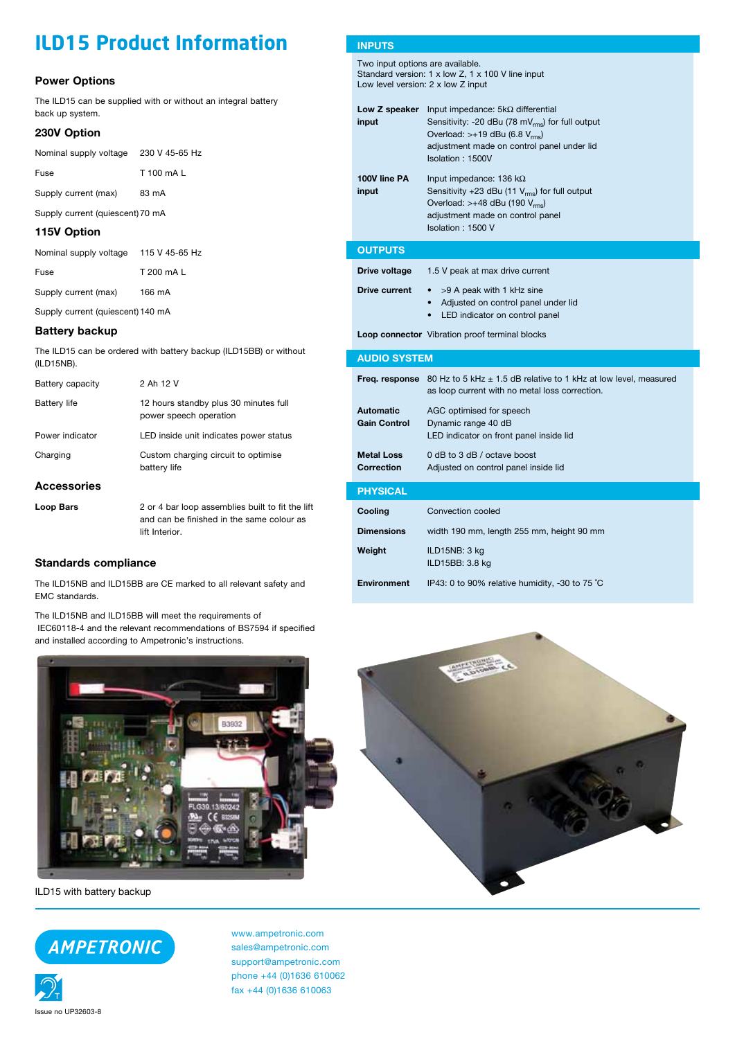# ILD15 Product Information

## Power Options

The ILD15 can be supplied with or without an integral battery back up system.

### 230V Option

| | |
|---|---|
| Nominal supply voltage | 230 V 45-65 Hz |
| Fuse | T 100 mA L |
| Supply current (max) | 83 mA |
| Supply current (quiescent) | 70 mA |

### 115V Option

| | |
|---|---|
| Nominal supply voltage | 115 V 45-65 Hz |
| Fuse | T 200 mA L |
| Supply current (max) | 166 mA |
| Supply current (quiescent) | 140 mA |

### Battery backup

The ILD15 can be ordered with battery backup (ILD15BB) or without (ILD15NB).

| | |
|---|---|
| Battery capacity | 2 Ah 12 V |
| Battery life | 12 hours standby plus 30 minutes full power speech operation |
| Power indicator | LED inside unit indicates power status |
| Charging | Custom charging circuit to optimise battery life |

### Accessories

| | |
|---|---|
| **Loop Bars** | 2 or 4 bar loop assemblies built to fit the lift and can be finished in the same colour as lift Interior. |

### Standards compliance

The ILD15NB and ILD15BB are CE marked to all relevant safety and EMC standards.

The ILD15NB and ILD15BB will meet the requirements of IEC60118-4 and the relevant recommendations of BS7594 if specified and installed according to Ampetronic's instructions.

ILD15 with battery backup

## INPUTS

Two input options are available.
Standard version: 1 x low Z, 1 x 100 V line input
Low level version: 2 x low Z input

| | |
|---|---|
| **Low Z speaker input** | Input impedance: 5kΩ differential<br>Sensitivity: -20 dBu (78 $mV_{rms}$) for full output<br>Overload: >+19 dBu (6.8 $V_{rms}$)<br>adjustment made on control panel under lid<br>Isolation : 1500V |
| **100V line PA input** | Input impedance: 136 kΩ<br>Sensitivity +23 dBu (11 $V_{rms}$) for full output<br>Overload: >+48 dBu (190 $V_{rms}$)<br>adjustment made on control panel<br>Isolation : 1500 V |

## OUTPUTS

| | |
|---|---|
| **Drive voltage** | 1.5 V peak at max drive current |
| **Drive current** | • >9 A peak with 1 kHz sine<br>• Adjusted on control panel under lid<br>• LED indicator on control panel |
| **Loop connector** | Vibration proof terminal blocks |

## AUDIO SYSTEM

| | |
|---|---|
| **Freq. response** | 80 Hz to 5 kHz ± 1.5 dB relative to 1 kHz at low level, measured as loop current with no metal loss correction. |
| **Automatic Gain Control** | AGC optimised for speech<br>Dynamic range 40 dB<br>LED indicator on front panel inside lid |
| **Metal Loss Correction** | 0 dB to 3 dB / octave boost<br>Adjusted on control panel inside lid |

## PHYSICAL

| | |
|---|---|
| **Cooling** | Convection cooled |
| **Dimensions** | width 190 mm, length 255 mm, height 90 mm |
| **Weight** | ILD15NB: 3 kg<br>ILD15BB: 3.8 kg |
| **Environment** | IP43: 0 to 90% relative humidity, -30 to 75 °C |

AMPETRONIC

www.ampetronic.com
sales@ampetronic.com
support@ampetronic.com
phone +44 (0)1636 610062
fax +44 (0)1636 610063

Issue no UP32603-8